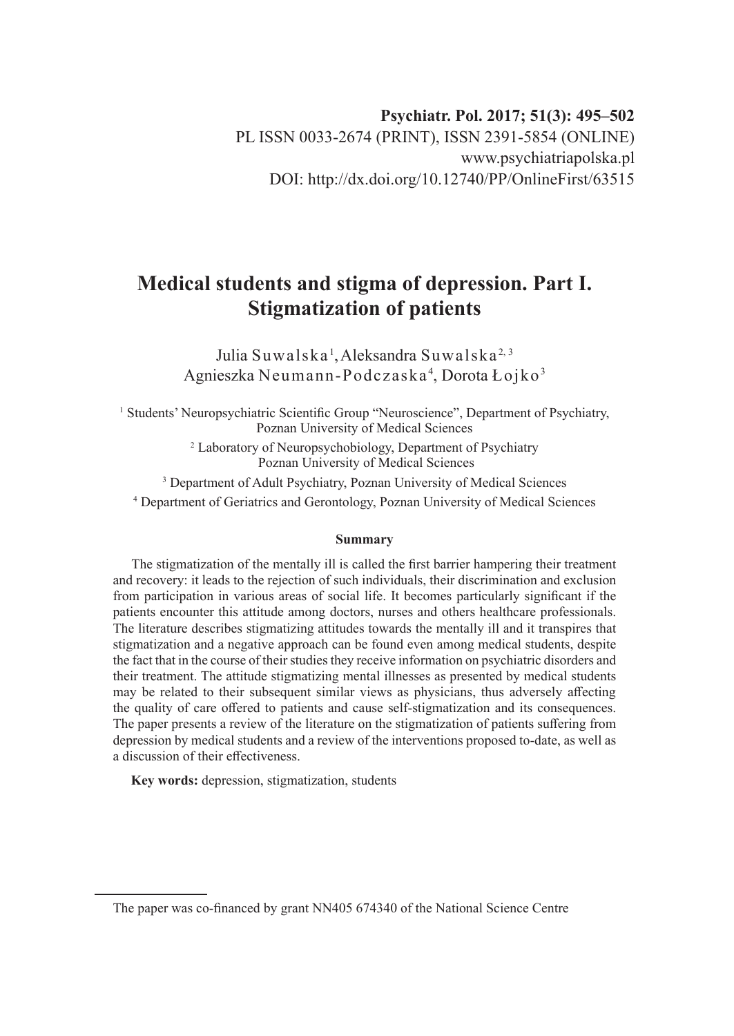Psychiatr. Pol. 2017; 51(3): 495–502
PL ISSN 0033-2674 (PRINT), ISSN 2391-5854 (ONLINE)
www.psychiatriapolska.pl
DOI: http://dx.doi.org/10.12740/PP/OnlineFirst/63515

# Medical students and stigma of depression. Part I. Stigmatization of patients

Julia Suwalska[1], Aleksandra Suwalska[2, 3]
Agnieszka Neumann-Podczaska[4], Dorota Łojko[3]

[1] Students' Neuropsychiatric Scientific Group "Neuroscience", Department of Psychiatry, Poznan University of Medical Sciences

[2] Laboratory of Neuropsychobiology, Department of Psychiatry Poznan University of Medical Sciences

[3] Department of Adult Psychiatry, Poznan University of Medical Sciences

[4] Department of Geriatrics and Gerontology, Poznan University of Medical Sciences

### Summary

The stigmatization of the mentally ill is called the first barrier hampering their treatment and recovery: it leads to the rejection of such individuals, their discrimination and exclusion from participation in various areas of social life. It becomes particularly significant if the patients encounter this attitude among doctors, nurses and others healthcare professionals. The literature describes stigmatizing attitudes towards the mentally ill and it transpires that stigmatization and a negative approach can be found even among medical students, despite the fact that in the course of their studies they receive information on psychiatric disorders and their treatment. The attitude stigmatizing mental illnesses as presented by medical students may be related to their subsequent similar views as physicians, thus adversely affecting the quality of care offered to patients and cause self-stigmatization and its consequences. The paper presents a review of the literature on the stigmatization of patients suffering from depression by medical students and a review of the interventions proposed to-date, as well as a discussion of their effectiveness.

**Key words:** depression, stigmatization, students

---

The paper was co-financed by grant NN405 674340 of the National Science Centre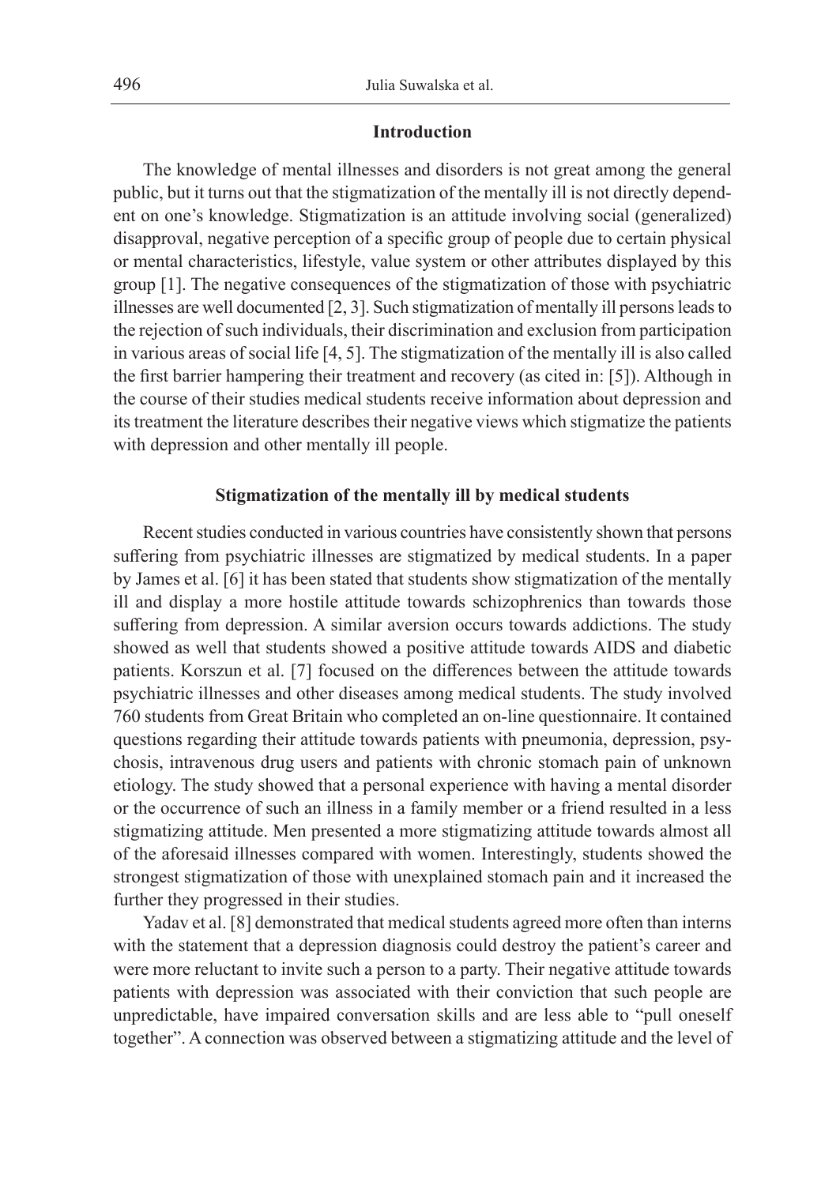## Introduction

The knowledge of mental illnesses and disorders is not great among the general public, but it turns out that the stigmatization of the mentally ill is not directly dependent on one's knowledge. Stigmatization is an attitude involving social (generalized) disapproval, negative perception of a specific group of people due to certain physical or mental characteristics, lifestyle, value system or other attributes displayed by this group [1]. The negative consequences of the stigmatization of those with psychiatric illnesses are well documented [2, 3]. Such stigmatization of mentally ill persons leads to the rejection of such individuals, their discrimination and exclusion from participation in various areas of social life [4, 5]. The stigmatization of the mentally ill is also called the first barrier hampering their treatment and recovery (as cited in: [5]). Although in the course of their studies medical students receive information about depression and its treatment the literature describes their negative views which stigmatize the patients with depression and other mentally ill people.

## Stigmatization of the mentally ill by medical students

Recent studies conducted in various countries have consistently shown that persons suffering from psychiatric illnesses are stigmatized by medical students. In a paper by James et al. [6] it has been stated that students show stigmatization of the mentally ill and display a more hostile attitude towards schizophrenics than towards those suffering from depression. A similar aversion occurs towards addictions. The study showed as well that students showed a positive attitude towards AIDS and diabetic patients. Korszun et al. [7] focused on the differences between the attitude towards psychiatric illnesses and other diseases among medical students. The study involved 760 students from Great Britain who completed an on-line questionnaire. It contained questions regarding their attitude towards patients with pneumonia, depression, psychosis, intravenous drug users and patients with chronic stomach pain of unknown etiology. The study showed that a personal experience with having a mental disorder or the occurrence of such an illness in a family member or a friend resulted in a less stigmatizing attitude. Men presented a more stigmatizing attitude towards almost all of the aforesaid illnesses compared with women. Interestingly, students showed the strongest stigmatization of those with unexplained stomach pain and it increased the further they progressed in their studies.

Yadav et al. [8] demonstrated that medical students agreed more often than interns with the statement that a depression diagnosis could destroy the patient's career and were more reluctant to invite such a person to a party. Their negative attitude towards patients with depression was associated with their conviction that such people are unpredictable, have impaired conversation skills and are less able to "pull oneself together". A connection was observed between a stigmatizing attitude and the level of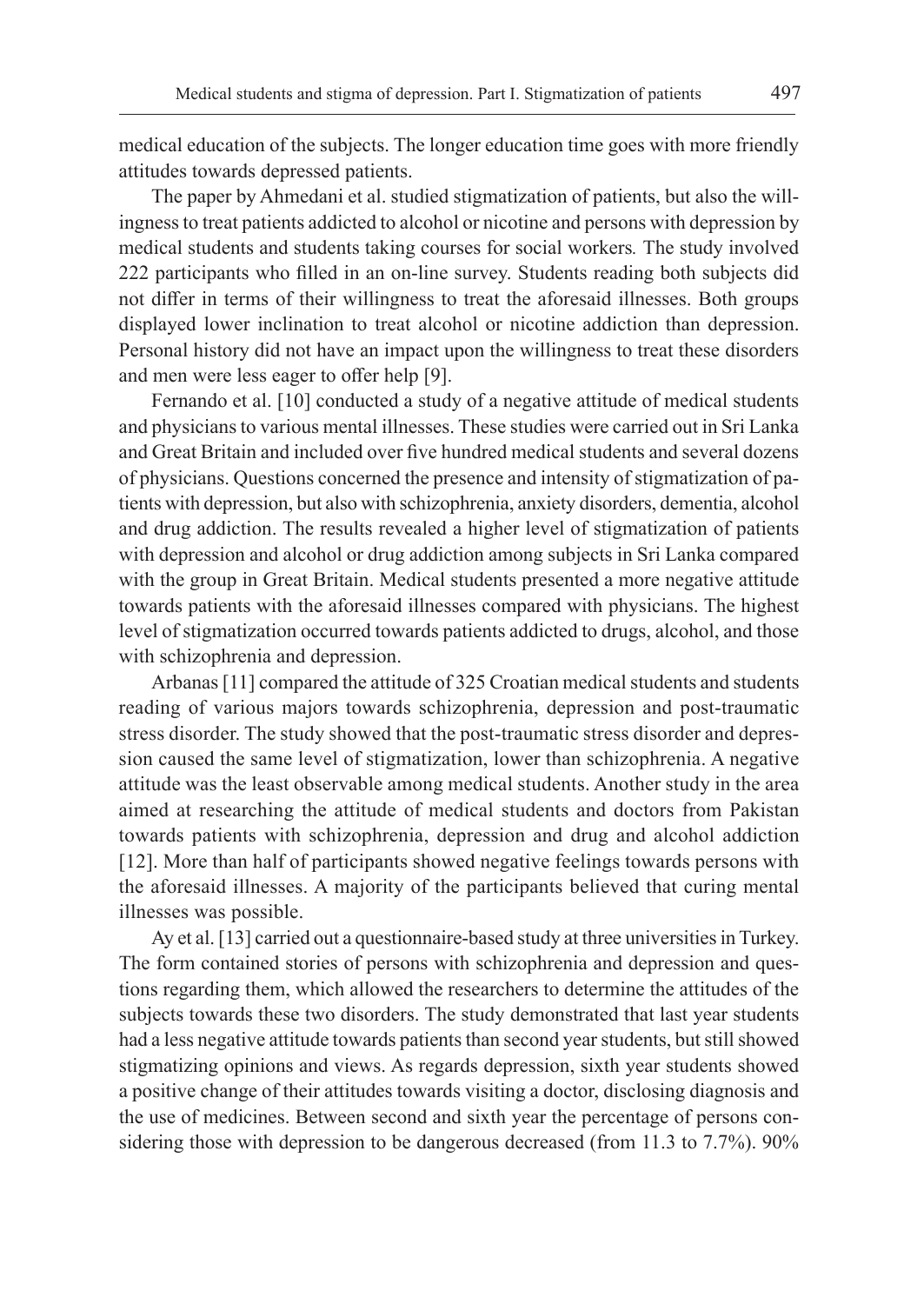medical education of the subjects. The longer education time goes with more friendly attitudes towards depressed patients.

The paper by Ahmedani et al. studied stigmatization of patients, but also the willingness to treat patients addicted to alcohol or nicotine and persons with depression by medical students and students taking courses for social workers. The study involved 222 participants who filled in an on-line survey. Students reading both subjects did not differ in terms of their willingness to treat the aforesaid illnesses. Both groups displayed lower inclination to treat alcohol or nicotine addiction than depression. Personal history did not have an impact upon the willingness to treat these disorders and men were less eager to offer help [9].

Fernando et al. [10] conducted a study of a negative attitude of medical students and physicians to various mental illnesses. These studies were carried out in Sri Lanka and Great Britain and included over five hundred medical students and several dozens of physicians. Questions concerned the presence and intensity of stigmatization of patients with depression, but also with schizophrenia, anxiety disorders, dementia, alcohol and drug addiction. The results revealed a higher level of stigmatization of patients with depression and alcohol or drug addiction among subjects in Sri Lanka compared with the group in Great Britain. Medical students presented a more negative attitude towards patients with the aforesaid illnesses compared with physicians. The highest level of stigmatization occurred towards patients addicted to drugs, alcohol, and those with schizophrenia and depression.

Arbanas [11] compared the attitude of 325 Croatian medical students and students reading of various majors towards schizophrenia, depression and post-traumatic stress disorder. The study showed that the post-traumatic stress disorder and depression caused the same level of stigmatization, lower than schizophrenia. A negative attitude was the least observable among medical students. Another study in the area aimed at researching the attitude of medical students and doctors from Pakistan towards patients with schizophrenia, depression and drug and alcohol addiction [12]. More than half of participants showed negative feelings towards persons with the aforesaid illnesses. A majority of the participants believed that curing mental illnesses was possible.

Ay et al. [13] carried out a questionnaire-based study at three universities in Turkey. The form contained stories of persons with schizophrenia and depression and questions regarding them, which allowed the researchers to determine the attitudes of the subjects towards these two disorders. The study demonstrated that last year students had a less negative attitude towards patients than second year students, but still showed stigmatizing opinions and views. As regards depression, sixth year students showed a positive change of their attitudes towards visiting a doctor, disclosing diagnosis and the use of medicines. Between second and sixth year the percentage of persons considering those with depression to be dangerous decreased (from 11.3 to 7.7%). 90%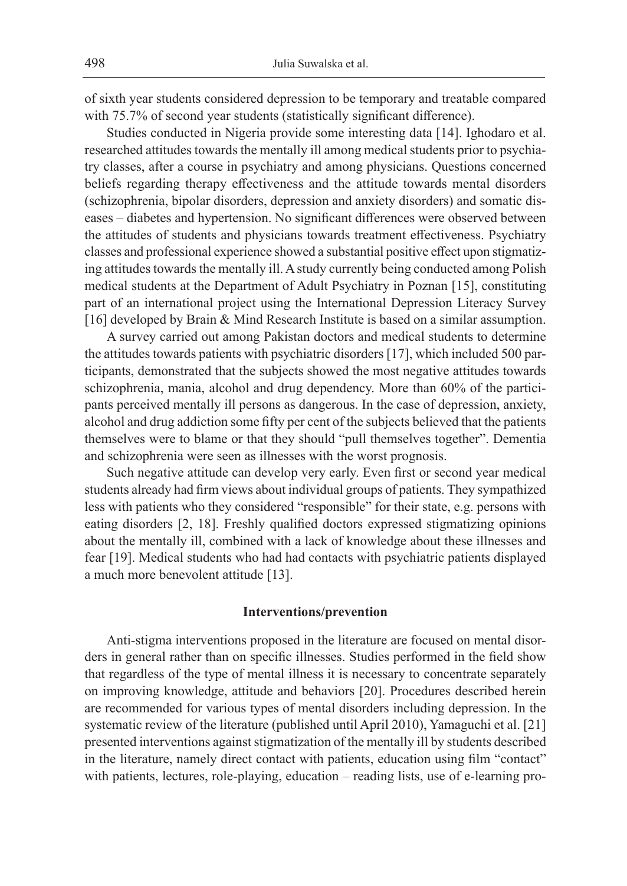of sixth year students considered depression to be temporary and treatable compared with 75.7% of second year students (statistically significant difference).

Studies conducted in Nigeria provide some interesting data [14]. Ighodaro et al. researched attitudes towards the mentally ill among medical students prior to psychiatry classes, after a course in psychiatry and among physicians. Questions concerned beliefs regarding therapy effectiveness and the attitude towards mental disorders (schizophrenia, bipolar disorders, depression and anxiety disorders) and somatic diseases – diabetes and hypertension. No significant differences were observed between the attitudes of students and physicians towards treatment effectiveness. Psychiatry classes and professional experience showed a substantial positive effect upon stigmatizing attitudes towards the mentally ill. A study currently being conducted among Polish medical students at the Department of Adult Psychiatry in Poznan [15], constituting part of an international project using the International Depression Literacy Survey [16] developed by Brain & Mind Research Institute is based on a similar assumption.

A survey carried out among Pakistan doctors and medical students to determine the attitudes towards patients with psychiatric disorders [17], which included 500 participants, demonstrated that the subjects showed the most negative attitudes towards schizophrenia, mania, alcohol and drug dependency. More than 60% of the participants perceived mentally ill persons as dangerous. In the case of depression, anxiety, alcohol and drug addiction some fifty per cent of the subjects believed that the patients themselves were to blame or that they should "pull themselves together". Dementia and schizophrenia were seen as illnesses with the worst prognosis.

Such negative attitude can develop very early. Even first or second year medical students already had firm views about individual groups of patients. They sympathized less with patients who they considered "responsible" for their state, e.g. persons with eating disorders [2, 18]. Freshly qualified doctors expressed stigmatizing opinions about the mentally ill, combined with a lack of knowledge about these illnesses and fear [19]. Medical students who had had contacts with psychiatric patients displayed a much more benevolent attitude [13].

## Interventions/prevention

Anti-stigma interventions proposed in the literature are focused on mental disorders in general rather than on specific illnesses. Studies performed in the field show that regardless of the type of mental illness it is necessary to concentrate separately on improving knowledge, attitude and behaviors [20]. Procedures described herein are recommended for various types of mental disorders including depression. In the systematic review of the literature (published until April 2010), Yamaguchi et al. [21] presented interventions against stigmatization of the mentally ill by students described in the literature, namely direct contact with patients, education using film "contact" with patients, lectures, role-playing, education – reading lists, use of e-learning pro-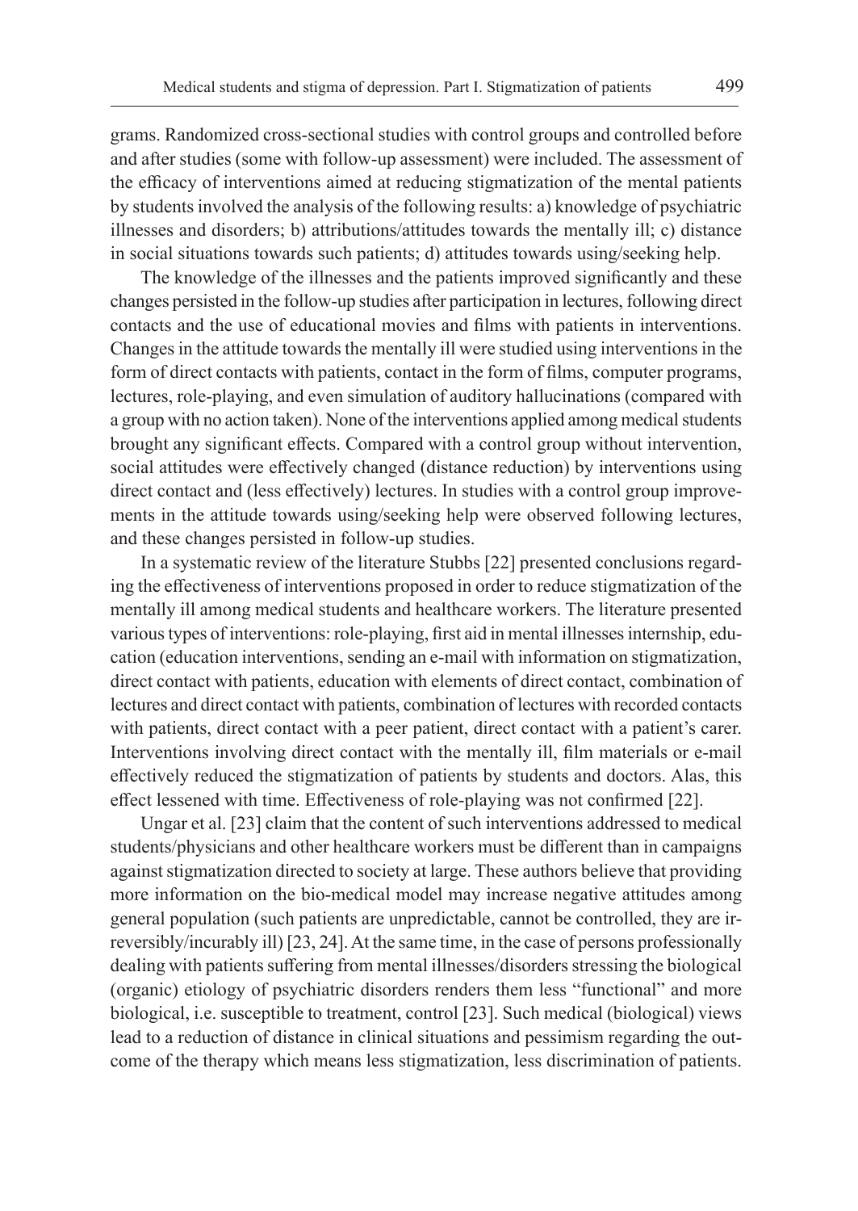grams. Randomized cross-sectional studies with control groups and controlled before and after studies (some with follow-up assessment) were included. The assessment of the efficacy of interventions aimed at reducing stigmatization of the mental patients by students involved the analysis of the following results: a) knowledge of psychiatric illnesses and disorders; b) attributions/attitudes towards the mentally ill; c) distance in social situations towards such patients; d) attitudes towards using/seeking help.

The knowledge of the illnesses and the patients improved significantly and these changes persisted in the follow-up studies after participation in lectures, following direct contacts and the use of educational movies and films with patients in interventions. Changes in the attitude towards the mentally ill were studied using interventions in the form of direct contacts with patients, contact in the form of films, computer programs, lectures, role-playing, and even simulation of auditory hallucinations (compared with a group with no action taken). None of the interventions applied among medical students brought any significant effects. Compared with a control group without intervention, social attitudes were effectively changed (distance reduction) by interventions using direct contact and (less effectively) lectures. In studies with a control group improvements in the attitude towards using/seeking help were observed following lectures, and these changes persisted in follow-up studies.

In a systematic review of the literature Stubbs [22] presented conclusions regarding the effectiveness of interventions proposed in order to reduce stigmatization of the mentally ill among medical students and healthcare workers. The literature presented various types of interventions: role-playing, first aid in mental illnesses internship, education (education interventions, sending an e-mail with information on stigmatization, direct contact with patients, education with elements of direct contact, combination of lectures and direct contact with patients, combination of lectures with recorded contacts with patients, direct contact with a peer patient, direct contact with a patient's carer. Interventions involving direct contact with the mentally ill, film materials or e-mail effectively reduced the stigmatization of patients by students and doctors. Alas, this effect lessened with time. Effectiveness of role-playing was not confirmed [22].

Ungar et al. [23] claim that the content of such interventions addressed to medical students/physicians and other healthcare workers must be different than in campaigns against stigmatization directed to society at large. These authors believe that providing more information on the bio-medical model may increase negative attitudes among general population (such patients are unpredictable, cannot be controlled, they are irreversibly/incurably ill) [23, 24]. At the same time, in the case of persons professionally dealing with patients suffering from mental illnesses/disorders stressing the biological (organic) etiology of psychiatric disorders renders them less "functional" and more biological, i.e. susceptible to treatment, control [23]. Such medical (biological) views lead to a reduction of distance in clinical situations and pessimism regarding the outcome of the therapy which means less stigmatization, less discrimination of patients.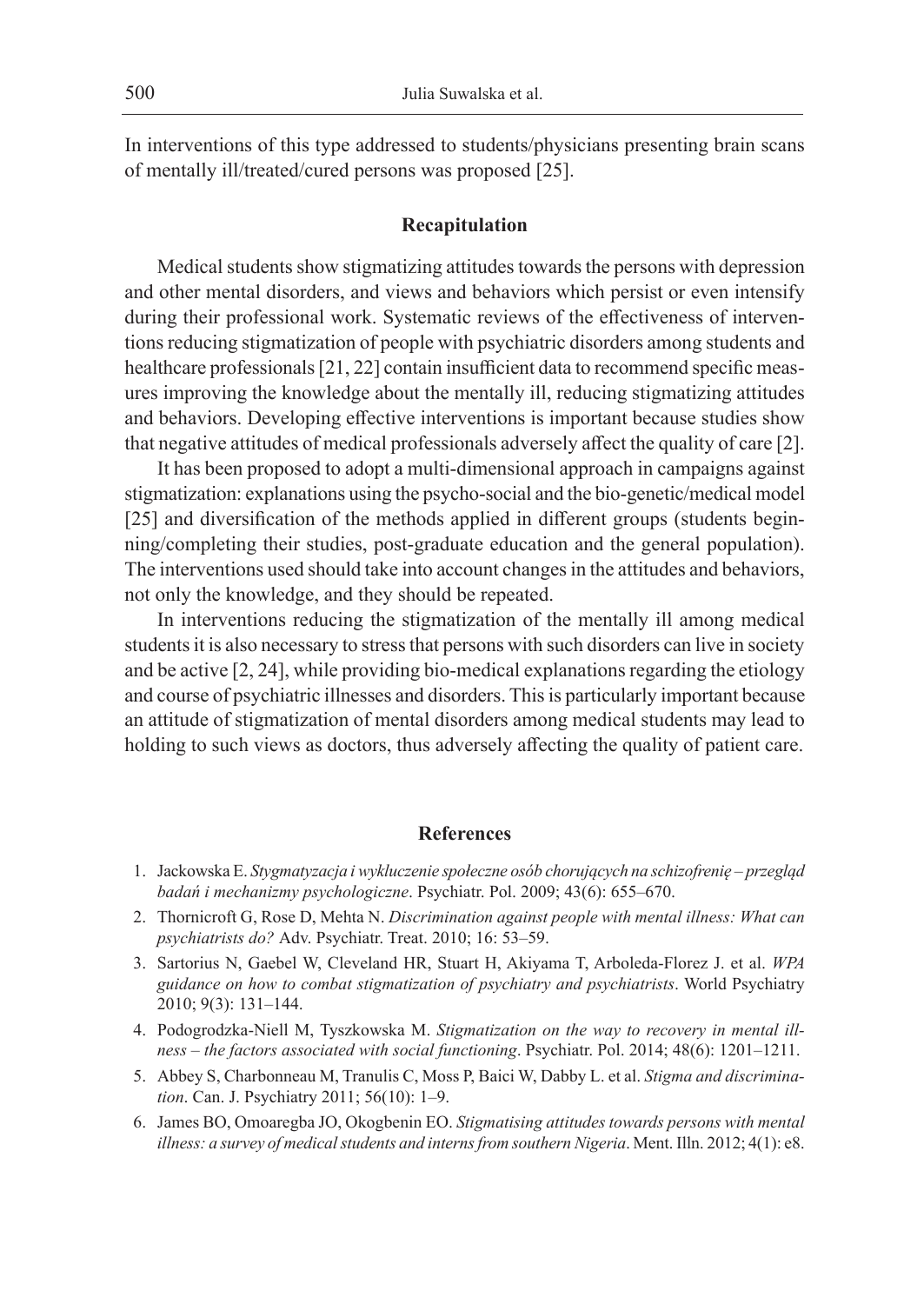In interventions of this type addressed to students/physicians presenting brain scans of mentally ill/treated/cured persons was proposed [25].

## Recapitulation

Medical students show stigmatizing attitudes towards the persons with depression and other mental disorders, and views and behaviors which persist or even intensify during their professional work. Systematic reviews of the effectiveness of interventions reducing stigmatization of people with psychiatric disorders among students and healthcare professionals [21, 22] contain insufficient data to recommend specific measures improving the knowledge about the mentally ill, reducing stigmatizing attitudes and behaviors. Developing effective interventions is important because studies show that negative attitudes of medical professionals adversely affect the quality of care [2].

It has been proposed to adopt a multi-dimensional approach in campaigns against stigmatization: explanations using the psycho-social and the bio-genetic/medical model [25] and diversification of the methods applied in different groups (students beginning/completing their studies, post-graduate education and the general population). The interventions used should take into account changes in the attitudes and behaviors, not only the knowledge, and they should be repeated.

In interventions reducing the stigmatization of the mentally ill among medical students it is also necessary to stress that persons with such disorders can live in society and be active [2, 24], while providing bio-medical explanations regarding the etiology and course of psychiatric illnesses and disorders. This is particularly important because an attitude of stigmatization of mental disorders among medical students may lead to holding to such views as doctors, thus adversely affecting the quality of patient care.

## References

1. Jackowska E. *Stygmatyzacja i wykluczenie społeczne osób chorujących na schizofrenię – przegląd badań i mechanizmy psychologiczne*. Psychiatr. Pol. 2009; 43(6): 655–670.
2. Thornicroft G, Rose D, Mehta N. *Discrimination against people with mental illness: What can psychiatrists do?* Adv. Psychiatr. Treat. 2010; 16: 53–59.
3. Sartorius N, Gaebel W, Cleveland HR, Stuart H, Akiyama T, Arboleda-Florez J. et al. *WPA guidance on how to combat stigmatization of psychiatry and psychiatrists*. World Psychiatry 2010; 9(3): 131–144.
4. Podogrodzka-Niell M, Tyszkowska M. *Stigmatization on the way to recovery in mental illness – the factors associated with social functioning*. Psychiatr. Pol. 2014; 48(6): 1201–1211.
5. Abbey S, Charbonneau M, Tranulis C, Moss P, Baici W, Dabby L. et al. *Stigma and discrimination*. Can. J. Psychiatry 2011; 56(10): 1–9.
6. James BO, Omoaregba JO, Okogbenin EO. *Stigmatising attitudes towards persons with mental illness: a survey of medical students and interns from southern Nigeria*. Ment. Illn. 2012; 4(1): e8.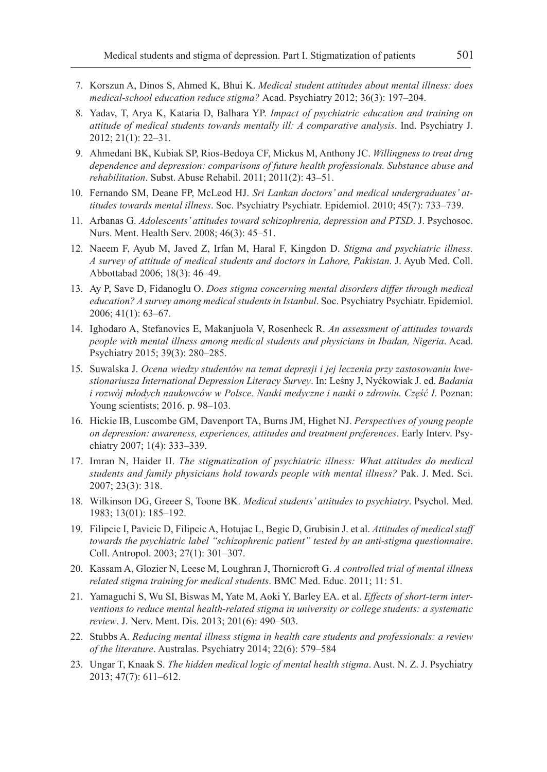7. Korszun A, Dinos S, Ahmed K, Bhui K. *Medical student attitudes about mental illness: does medical-school education reduce stigma?* Acad. Psychiatry 2012; 36(3): 197–204.
8. Yadav, T, Arya K, Kataria D, Balhara YP. *Impact of psychiatric education and training on attitude of medical students towards mentally ill: A comparative analysis*. Ind. Psychiatry J. 2012; 21(1): 22–31.
9. Ahmedani BK, Kubiak SP, Rios-Bedoya CF, Mickus M, Anthony JC. *Willingness to treat drug dependence and depression: comparisons of future health professionals. Substance abuse and rehabilitation*. Subst. Abuse Rehabil. 2011; 2011(2): 43–51.
10. Fernando SM, Deane FP, McLeod HJ. *Sri Lankan doctors' and medical undergraduates' attitudes towards mental illness*. Soc. Psychiatry Psychiatr. Epidemiol. 2010; 45(7): 733–739.
11. Arbanas G. *Adolescents' attitudes toward schizophrenia, depression and PTSD*. J. Psychosoc. Nurs. Ment. Health Serv. 2008; 46(3): 45–51.
12. Naeem F, Ayub M, Javed Z, Irfan M, Haral F, Kingdon D. *Stigma and psychiatric illness. A survey of attitude of medical students and doctors in Lahore, Pakistan*. J. Ayub Med. Coll. Abbottabad 2006; 18(3): 46–49.
13. Ay P, Save D, Fidanoglu O. *Does stigma concerning mental disorders differ through medical education? A survey among medical students in Istanbul*. Soc. Psychiatry Psychiatr. Epidemiol. 2006; 41(1): 63–67.
14. Ighodaro A, Stefanovics E, Makanjuola V, Rosenheck R. *An assessment of attitudes towards people with mental illness among medical students and physicians in Ibadan, Nigeria*. Acad. Psychiatry 2015; 39(3): 280–285.
15. Suwalska J. *Ocena wiedzy studentów na temat depresji i jej leczenia przy zastosowaniu kwestionariusza International Depression Literacy Survey*. In: Leśny J, Nyćkowiak J. ed. *Badania i rozwój młodych naukowców w Polsce. Nauki medyczne i nauki o zdrowiu. Część I*. Poznan: Young scientists; 2016. p. 98–103.
16. Hickie IB, Luscombe GM, Davenport TA, Burns JM, Highet NJ. *Perspectives of young people on depression: awareness, experiences, attitudes and treatment preferences*. Early Interv. Psychiatry 2007; 1(4): 333–339.
17. Imran N, Haider II. *The stigmatization of psychiatric illness: What attitudes do medical students and family physicians hold towards people with mental illness?* Pak. J. Med. Sci. 2007; 23(3): 318.
18. Wilkinson DG, Greeer S, Toone BK. *Medical students' attitudes to psychiatry*. Psychol. Med. 1983; 13(01): 185–192.
19. Filipcic I, Pavicic D, Filipcic A, Hotujac L, Begic D, Grubisin J. et al. *Attitudes of medical staff towards the psychiatric label "schizophrenic patient" tested by an anti-stigma questionnaire*. Coll. Antropol. 2003; 27(1): 301–307.
20. Kassam A, Glozier N, Leese M, Loughran J, Thornicroft G. *A controlled trial of mental illness related stigma training for medical students*. BMC Med. Educ. 2011; 11: 51.
21. Yamaguchi S, Wu SI, Biswas M, Yate M, Aoki Y, Barley EA. et al. *Effects of short-term interventions to reduce mental health-related stigma in university or college students: a systematic review*. J. Nerv. Ment. Dis. 2013; 201(6): 490–503.
22. Stubbs A. *Reducing mental illness stigma in health care students and professionals: a review of the literature*. Australas. Psychiatry 2014; 22(6): 579–584
23. Ungar T, Knaak S. *The hidden medical logic of mental health stigma*. Aust. N. Z. J. Psychiatry 2013; 47(7): 611–612.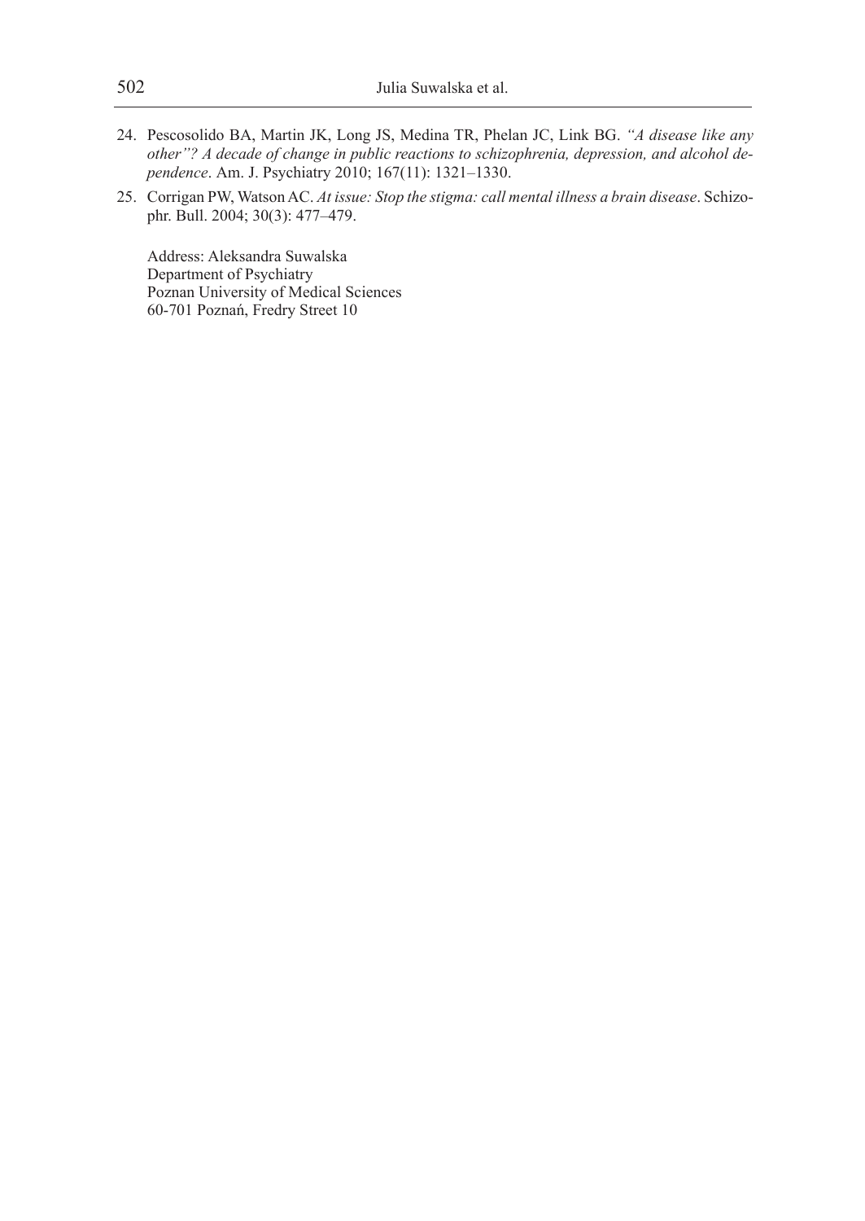24. Pescosolido BA, Martin JK, Long JS, Medina TR, Phelan JC, Link BG. *"A disease like any other"? A decade of change in public reactions to schizophrenia, depression, and alcohol dependence*. Am. J. Psychiatry 2010; 167(11): 1321–1330.
25. Corrigan PW, Watson AC. *At issue: Stop the stigma: call mental illness a brain disease*. Schizophr. Bull. 2004; 30(3): 477–479.

Address: Aleksandra Suwalska
Department of Psychiatry
Poznan University of Medical Sciences
60-701 Poznań, Fredry Street 10